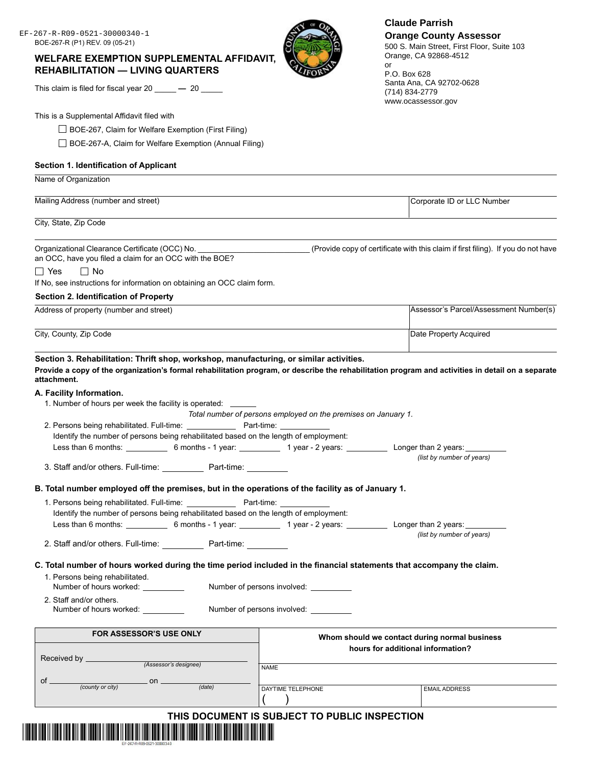EF-267-R-R09-0521-30000340-1
BOE-267-R (P1) REV. 09 (05-21)

# WELFARE EXEMPTION SUPPLEMENTAL AFFIDAVIT, REHABILITATION — LIVING QUARTERS

**Claude Parrish**
**Orange County Assessor**
500 S. Main Street, First Floor, Suite 103
Orange, CA 92868-4512
or
P.O. Box 628
Santa Ana, CA 92702-0628
(714) 834-2779
www.ocassessor.gov

This claim is filed for fiscal year 20 _____ — 20 _____

This is a Supplemental Affidavit filed with

☐ BOE-267, Claim for Welfare Exemption (First Filing)

☐ BOE-267-A, Claim for Welfare Exemption (Annual Filing)

### Section 1. Identification of Applicant

| Name of Organization | |
|---|---|
| Mailing Address (number and street) | Corporate ID or LLC Number |
| City, State, Zip Code | |

Organizational Clearance Certificate (OCC) No. ______________ (Provide copy of certificate with this claim if first filing). If you do not have an OCC, have you filed a claim for an OCC with the BOE?

☐ Yes ☐ No

If No, see instructions for information on obtaining an OCC claim form.

### Section 2. Identification of Property

| Address of property (number and street) | Assessor's Parcel/Assessment Number(s) |
|---|---|
| City, County, Zip Code | Date Property Acquired |

### Section 3. Rehabilitation: Thrift shop, workshop, manufacturing, or similar activities.

**Provide a copy of the organization's formal rehabilitation program, or describe the rehabilitation program and activities in detail on a separate attachment.**

**A. Facility Information.**

1. Number of hours per week the facility is operated: ______

*Total number of persons employed on the premises on January 1.*

2. Persons being rehabilitated. Full-time: __________ Part-time: __________
   Identify the number of persons being rehabilitated based on the length of employment:
   Less than 6 months: ________ 6 months - 1 year: ________ 1 year - 2 years: ________ Longer than 2 years: ________ *(list by number of years)*
3. Staff and/or others. Full-time: ________ Part-time: ________

**B. Total number employed off the premises, but in the operations of the facility as of January 1.**

1. Persons being rehabilitated. Full-time: __________ Part-time: __________
   Identify the number of persons being rehabilitated based on the length of employment:
   Less than 6 months: ________ 6 months - 1 year: ________ 1 year - 2 years: ________ Longer than 2 years: ________ *(list by number of years)*
2. Staff and/or others. Full-time: ________ Part-time: ________

**C. Total number of hours worked during the time period included in the financial statements that accompany the claim.**

1. Persons being rehabilitated.
   Number of hours worked: ________ Number of persons involved: ________
2. Staff and/or others.
   Number of hours worked: ________ Number of persons involved: ________

| FOR ASSESSOR'S USE ONLY | Whom should we contact during normal business hours for additional information? | |
|---|---|---|
| Received by ______________ *(Assessor's designee)* | NAME | |
| of ______________ *(county or city)* on ______________ *(date)* | DAYTIME TELEPHONE ( ) | EMAIL ADDRESS |

**THIS DOCUMENT IS SUBJECT TO PUBLIC INSPECTION**

EF-267-R-R09-0521-30000340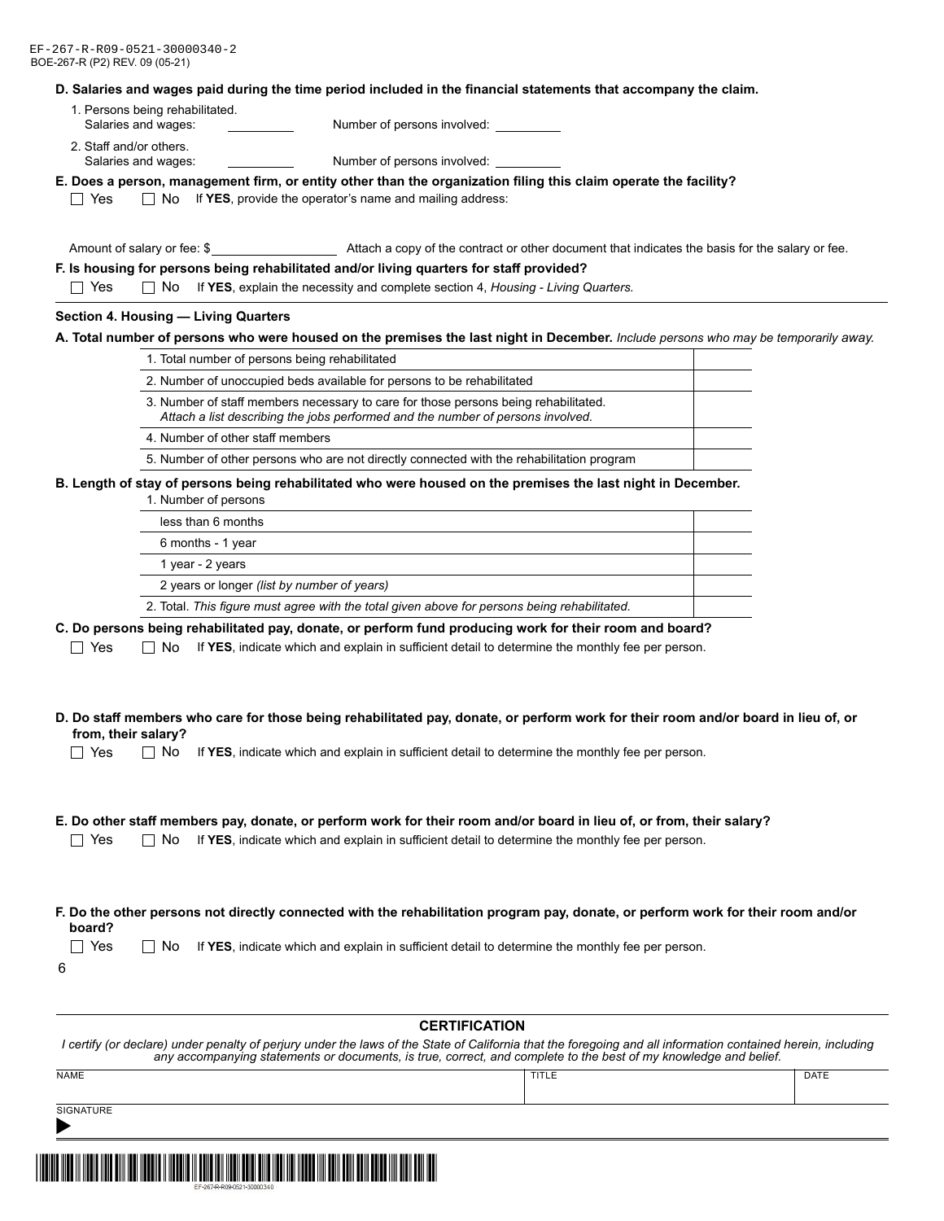EF-267-R-R09-0521-30000340-2
BOE-267-R (P2) REV. 09 (05-21)

**D. Salaries and wages paid during the time period included in the financial statements that accompany the claim.**

1. Persons being rehabilitated.
   Salaries and wages: __________ Number of persons involved: __________
2. Staff and/or others.
   Salaries and wages: __________ Number of persons involved: __________

**E. Does a person, management firm, or entity other than the organization filing this claim operate the facility?**

☐ Yes ☐ No If **YES**, provide the operator's name and mailing address:

Amount of salary or fee: $__________________ Attach a copy of the contract or other document that indicates the basis for the salary or fee.

**F. Is housing for persons being rehabilitated and/or living quarters for staff provided?**

☐ Yes ☐ No If **YES**, explain the necessity and complete section 4, *Housing - Living Quarters.*

### Section 4. Housing — Living Quarters

**A. Total number of persons who were housed on the premises the last night in December.** *Include persons who may be temporarily away.*

| | |
|---|---|
| 1. Total number of persons being rehabilitated | |
| 2. Number of unoccupied beds available for persons to be rehabilitated | |
| 3. Number of staff members necessary to care for those persons being rehabilitated. *Attach a list describing the jobs performed and the number of persons involved.* | |
| 4. Number of other staff members | |
| 5. Number of other persons who are not directly connected with the rehabilitation program | |

**B. Length of stay of persons being rehabilitated who were housed on the premises the last night in December.**

| 1. Number of persons | |
|---|---|
| less than 6 months | |
| 6 months - 1 year | |
| 1 year - 2 years | |
| 2 years or longer *(list by number of years)* | |
| 2. Total. *This figure must agree with the total given above for persons being rehabilitated.* | |

**C. Do persons being rehabilitated pay, donate, or perform fund producing work for their room and board?**

☐ Yes ☐ No If **YES**, indicate which and explain in sufficient detail to determine the monthly fee per person.

**D. Do staff members who care for those being rehabilitated pay, donate, or perform work for their room and/or board in lieu of, or from, their salary?**

☐ Yes ☐ No If **YES**, indicate which and explain in sufficient detail to determine the monthly fee per person.

**E. Do other staff members pay, donate, or perform work for their room and/or board in lieu of, or from, their salary?**

☐ Yes ☐ No If **YES**, indicate which and explain in sufficient detail to determine the monthly fee per person.

**F. Do the other persons not directly connected with the rehabilitation program pay, donate, or perform work for their room and/or board?**

☐ Yes ☐ No If **YES**, indicate which and explain in sufficient detail to determine the monthly fee per person.

### CERTIFICATION

*I certify (or declare) under penalty of perjury under the laws of the State of California that the foregoing and all information contained herein, including any accompanying statements or documents, is true, correct, and complete to the best of my knowledge and belief.*

| NAME | TITLE | DATE |
|---|---|---|
| | | |

SIGNATURE
▶

EF-267R-R09-0521-30000340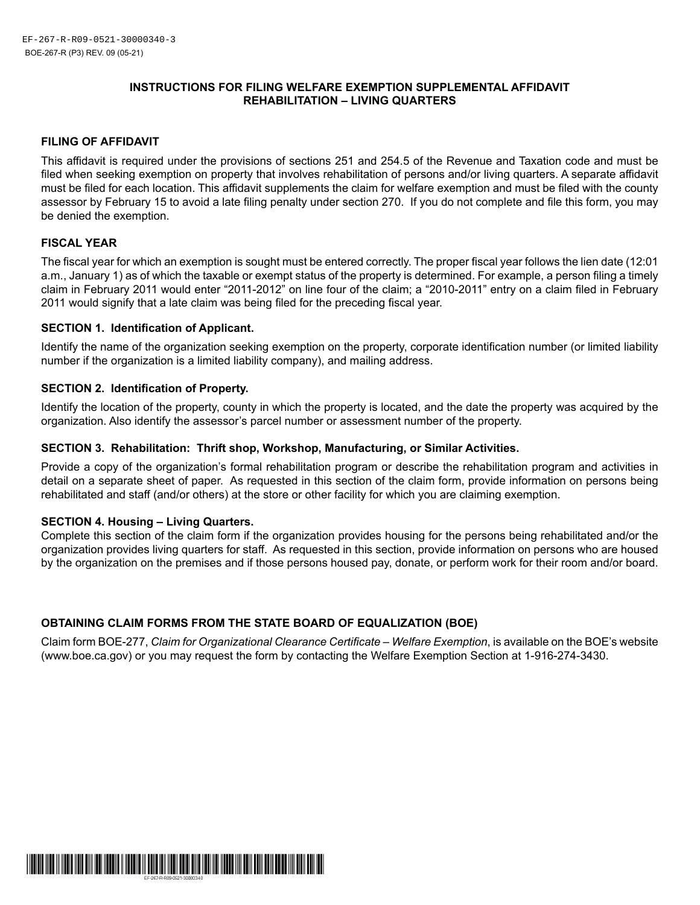# INSTRUCTIONS FOR FILING WELFARE EXEMPTION SUPPLEMENTAL AFFIDAVIT REHABILITATION – LIVING QUARTERS

## FILING OF AFFIDAVIT

This affidavit is required under the provisions of sections 251 and 254.5 of the Revenue and Taxation code and must be filed when seeking exemption on property that involves rehabilitation of persons and/or living quarters. A separate affidavit must be filed for each location. This affidavit supplements the claim for welfare exemption and must be filed with the county assessor by February 15 to avoid a late filing penalty under section 270. If you do not complete and file this form, you may be denied the exemption.

## FISCAL YEAR

The fiscal year for which an exemption is sought must be entered correctly. The proper fiscal year follows the lien date (12:01 a.m., January 1) as of which the taxable or exempt status of the property is determined. For example, a person filing a timely claim in February 2011 would enter "2011-2012" on line four of the claim; a "2010-2011" entry on a claim filed in February 2011 would signify that a late claim was being filed for the preceding fiscal year.

## SECTION 1. Identification of Applicant.

Identify the name of the organization seeking exemption on the property, corporate identification number (or limited liability number if the organization is a limited liability company), and mailing address.

## SECTION 2. Identification of Property.

Identify the location of the property, county in which the property is located, and the date the property was acquired by the organization. Also identify the assessor's parcel number or assessment number of the property.

## SECTION 3. Rehabilitation: Thrift shop, Workshop, Manufacturing, or Similar Activities.

Provide a copy of the organization's formal rehabilitation program or describe the rehabilitation program and activities in detail on a separate sheet of paper. As requested in this section of the claim form, provide information on persons being rehabilitated and staff (and/or others) at the store or other facility for which you are claiming exemption.

## SECTION 4. Housing – Living Quarters.

Complete this section of the claim form if the organization provides housing for the persons being rehabilitated and/or the organization provides living quarters for staff. As requested in this section, provide information on persons who are housed by the organization on the premises and if those persons housed pay, donate, or perform work for their room and/or board.

## OBTAINING CLAIM FORMS FROM THE STATE BOARD OF EQUALIZATION (BOE)

Claim form BOE-277, *Claim for Organizational Clearance Certificate – Welfare Exemption*, is available on the BOE's website (www.boe.ca.gov) or you may request the form by contacting the Welfare Exemption Section at 1-916-274-3430.